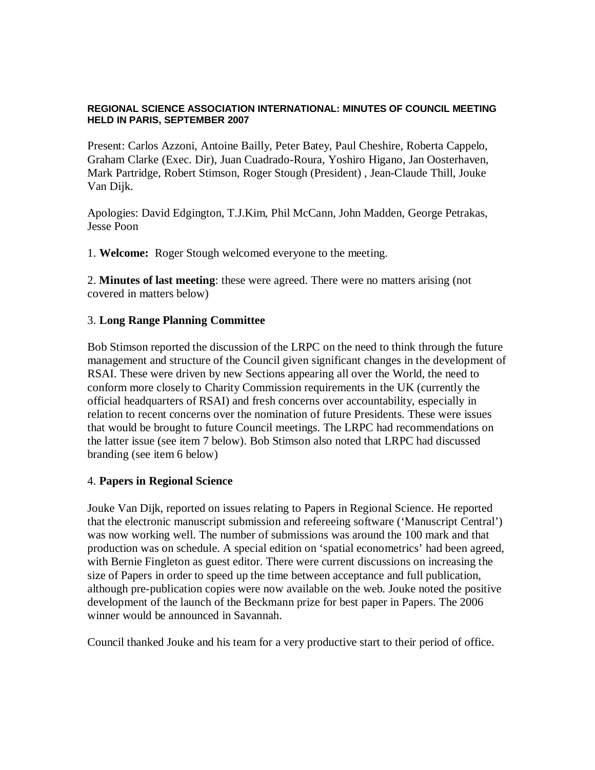**REGIONAL SCIENCE ASSOCIATION INTERNATIONAL: MINUTES OF COUNCIL MEETING HELD IN PARIS, SEPTEMBER 2007**

Present: Carlos Azzoni, Antoine Bailly, Peter Batey, Paul Cheshire, Roberta Cappelo, Graham Clarke (Exec. Dir), Juan Cuadrado-Roura, Yoshiro Higano, Jan Oosterhaven, Mark Partridge, Robert Stimson, Roger Stough (President) , Jean-Claude Thill, Jouke Van Dijk.

Apologies: David Edgington, T.J.Kim, Phil McCann, John Madden, George Petrakas, Jesse Poon

1. **Welcome:** Roger Stough welcomed everyone to the meeting.

2. **Minutes of last meeting**: these were agreed. There were no matters arising (not covered in matters below)

3. **Long Range Planning Committee**

Bob Stimson reported the discussion of the LRPC on the need to think through the future management and structure of the Council given significant changes in the development of RSAI. These were driven by new Sections appearing all over the World, the need to conform more closely to Charity Commission requirements in the UK (currently the official headquarters of RSAI) and fresh concerns over accountability, especially in relation to recent concerns over the nomination of future Presidents. These were issues that would be brought to future Council meetings. The LRPC had recommendations on the latter issue (see item 7 below). Bob Stimson also noted that LRPC had discussed branding (see item 6 below)

4. **Papers in Regional Science**

Jouke Van Dijk, reported on issues relating to Papers in Regional Science. He reported that the electronic manuscript submission and refereeing software ('Manuscript Central') was now working well. The number of submissions was around the 100 mark and that production was on schedule. A special edition on 'spatial econometrics' had been agreed, with Bernie Fingleton as guest editor. There were current discussions on increasing the size of Papers in order to speed up the time between acceptance and full publication, although pre-publication copies were now available on the web. Jouke noted the positive development of the launch of the Beckmann prize for best paper in Papers. The 2006 winner would be announced in Savannah.

Council thanked Jouke and his team for a very productive start to their period of office.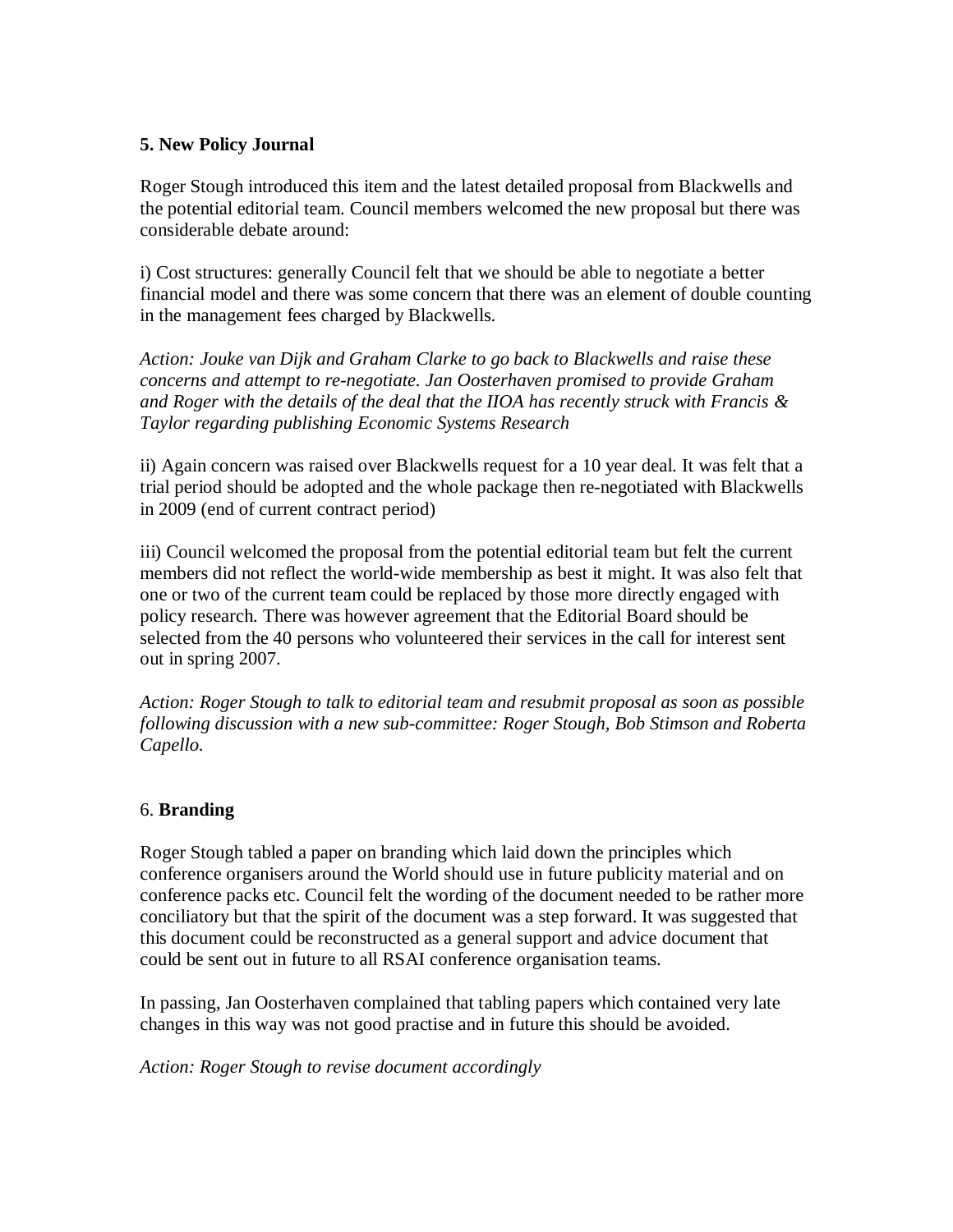**5. New Policy Journal**

Roger Stough introduced this item and the latest detailed proposal from Blackwells and the potential editorial team. Council members welcomed the new proposal but there was considerable debate around:

i) Cost structures: generally Council felt that we should be able to negotiate a better financial model and there was some concern that there was an element of double counting in the management fees charged by Blackwells.

*Action: Jouke van Dijk and Graham Clarke to go back to Blackwells and raise these concerns and attempt to re-negotiate. Jan Oosterhaven promised to provide Graham and Roger with the details of the deal that the IIOA has recently struck with Francis & Taylor regarding publishing Economic Systems Research*

ii) Again concern was raised over Blackwells request for a 10 year deal. It was felt that a trial period should be adopted and the whole package then re-negotiated with Blackwells in 2009 (end of current contract period)

iii) Council welcomed the proposal from the potential editorial team but felt the current members did not reflect the world-wide membership as best it might. It was also felt that one or two of the current team could be replaced by those more directly engaged with policy research. There was however agreement that the Editorial Board should be selected from the 40 persons who volunteered their services in the call for interest sent out in spring 2007.

*Action: Roger Stough to talk to editorial team and resubmit proposal as soon as possible following discussion with a new sub-committee: Roger Stough, Bob Stimson and Roberta Capello.*

6. **Branding**

Roger Stough tabled a paper on branding which laid down the principles which conference organisers around the World should use in future publicity material and on conference packs etc. Council felt the wording of the document needed to be rather more conciliatory but that the spirit of the document was a step forward. It was suggested that this document could be reconstructed as a general support and advice document that could be sent out in future to all RSAI conference organisation teams.

In passing, Jan Oosterhaven complained that tabling papers which contained very late changes in this way was not good practise and in future this should be avoided.

*Action: Roger Stough to revise document accordingly*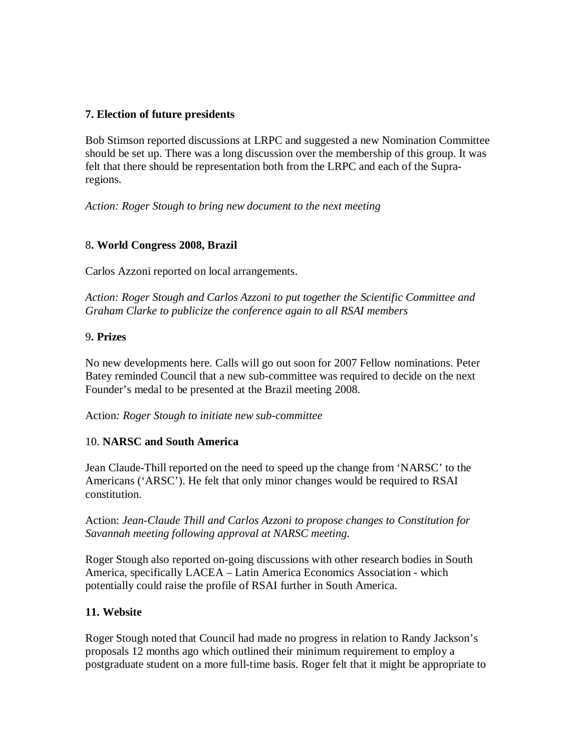### 7. Election of future presidents

Bob Stimson reported discussions at LRPC and suggested a new Nomination Committee should be set up. There was a long discussion over the membership of this group. It was felt that there should be representation both from the LRPC and each of the Supra-regions.

*Action: Roger Stough to bring new document to the next meeting*

### 8. World Congress 2008, Brazil

Carlos Azzoni reported on local arrangements.

*Action: Roger Stough and Carlos Azzoni to put together the Scientific Committee and Graham Clarke to publicize the conference again to all RSAI members*

### 9. Prizes

No new developments here. Calls will go out soon for 2007 Fellow nominations. Peter Batey reminded Council that a new sub-committee was required to decide on the next Founder's medal to be presented at the Brazil meeting 2008.

Action*: Roger Stough to initiate new sub-committee*

### 10. NARSC and South America

Jean Claude-Thill reported on the need to speed up the change from 'NARSC' to the Americans ('ARSC'). He felt that only minor changes would be required to RSAI constitution.

Action: *Jean-Claude Thill and Carlos Azzoni to propose changes to Constitution for Savannah meeting following approval at NARSC meeting.*

Roger Stough also reported on-going discussions with other research bodies in South America, specifically LACEA – Latin America Economics Association - which potentially could raise the profile of RSAI further in South America.

### 11. Website

Roger Stough noted that Council had made no progress in relation to Randy Jackson's proposals 12 months ago which outlined their minimum requirement to employ a postgraduate student on a more full-time basis. Roger felt that it might be appropriate to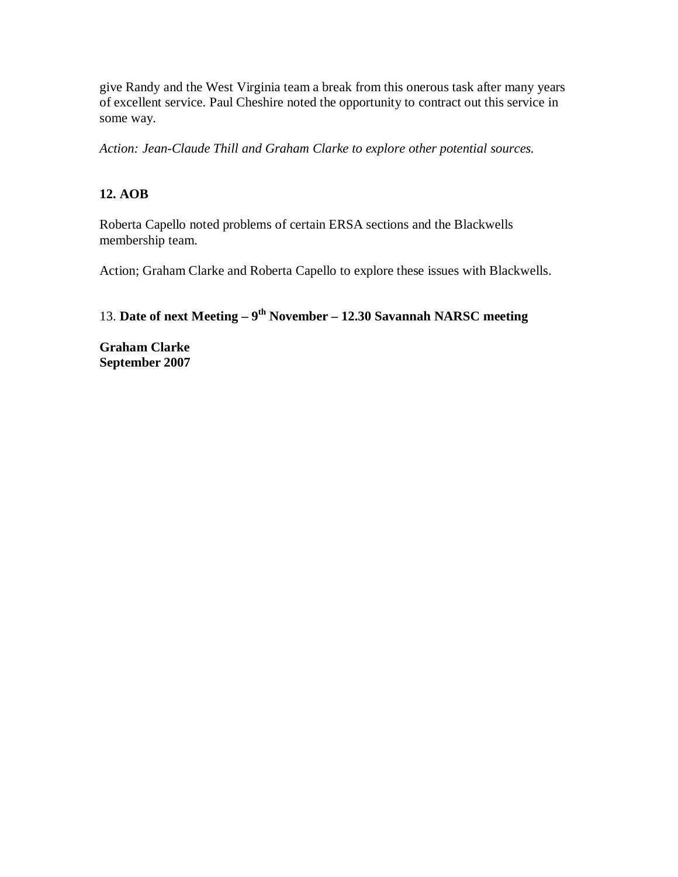give Randy and the West Virginia team a break from this onerous task after many years of excellent service. Paul Cheshire noted the opportunity to contract out this service in some way.

*Action: Jean-Claude Thill and Graham Clarke to explore other potential sources.*

**12. AOB**

Roberta Capello noted problems of certain ERSA sections and the Blackwells membership team.

Action; Graham Clarke and Roberta Capello to explore these issues with Blackwells.

13. **Date of next Meeting – 9th November – 12.30 Savannah NARSC meeting**

**Graham Clarke**
**September 2007**